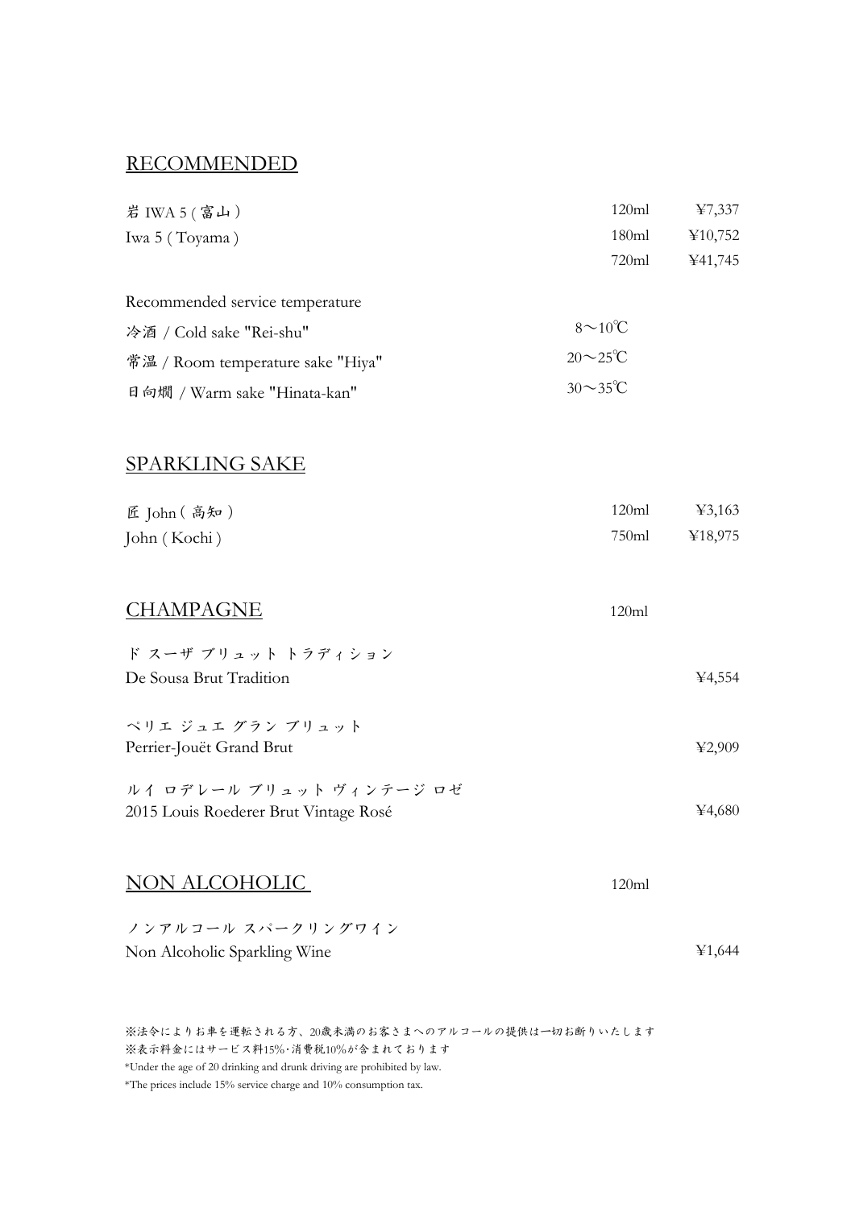## RECOMMENDED

| | | |
|---|---|---|
| 岩 IWA 5 ( 富山 ) | 120ml | ¥7,337 |
| Iwa 5 ( Toyama ) | 180ml | ¥10,752 |
| | 720ml | ¥41,745 |

Recommended service temperature

| | |
|---|---|
| 冷酒 / Cold sake "Rei-shu" | 8～10℃ |
| 常温 / Room temperature sake "Hiya" | 20～25℃ |
| 日向燗 / Warm sake "Hinata-kan" | 30～35℃ |

## SPARKLING SAKE

| | | |
|---|---|---|
| 匠 John ( 高知 ) | 120ml | ¥3,163 |
| John ( Kochi ) | 750ml | ¥18,975 |

## CHAMPAGNE

120ml

ド スーザ ブリュット トラディション
De Sousa Brut Tradition — ¥4,554

ペリエ ジュエ グラン ブリュット
Perrier-Jouët Grand Brut — ¥2,909

ルイ ロデレール ブリュット ヴィンテージ ロゼ
2015 Louis Roederer Brut Vintage Rosé — ¥4,680

## NON ALCOHOLIC

120ml

ノンアルコール スパークリングワイン
Non Alcoholic Sparkling Wine — ¥1,644

※法令によりお車を運転される方、20歳未満のお客さまへのアルコールの提供は一切お断りいたします
※表示料金にはサービス料15%・消費税10%が含まれております
*Under the age of 20 drinking and drunk driving are prohibited by law.
*The prices include 15% service charge and 10% consumption tax.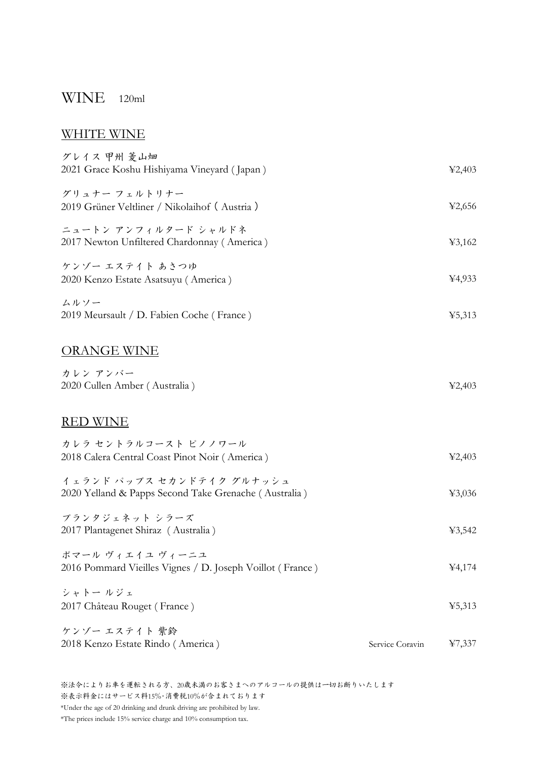# WINE 120ml

## WHITE WINE

グレイス 甲州 菱山畑
2021 Grace Koshu Hishiyama Vineyard ( Japan ) ¥2,403

グリュナー フェルトリナー
2019 Grüner Veltliner / Nikolaihof ( Austria ) ¥2,656

ニュートン アンフィルタード シャルドネ
2017 Newton Unfiltered Chardonnay ( America ) ¥3,162

ケンゾー エステイト あさつゆ
2020 Kenzo Estate Asatsuyu ( America ) ¥4,933

ムルソー
2019 Meursault / D. Fabien Coche ( France ) ¥5,313

## ORANGE WINE

カレン アンバー
2020 Cullen Amber ( Australia ) ¥2,403

## RED WINE

カレラ セントラルコースト ピノノワール
2018 Calera Central Coast Pinot Noir ( America ) ¥2,403

イェランド パップス セカンドテイク グルナッシュ
2020 Yelland & Papps Second Take Grenache ( Australia ) ¥3,036

プランタジェネット シラーズ
2017 Plantagenet Shiraz ( Australia ) ¥3,542

ポマール ヴィエイユ ヴィーニユ
2016 Pommard Vieilles Vignes / D. Joseph Voillot ( France ) ¥4,174

シャトー ルジェ
2017 Château Rouget ( France ) ¥5,313

ケンゾー エステイト 紫鈴
2018 Kenzo Estate Rindo ( America ) Service Coravin ¥7,337

※法令によりお車を運転される方、20歳未満のお客さまへのアルコールの提供は一切お断りいたします
※表示料金にはサービス料15%・消費税10%が含まれております
*Under the age of 20 drinking and drunk driving are prohibited by law.
*The prices include 15% service charge and 10% consumption tax.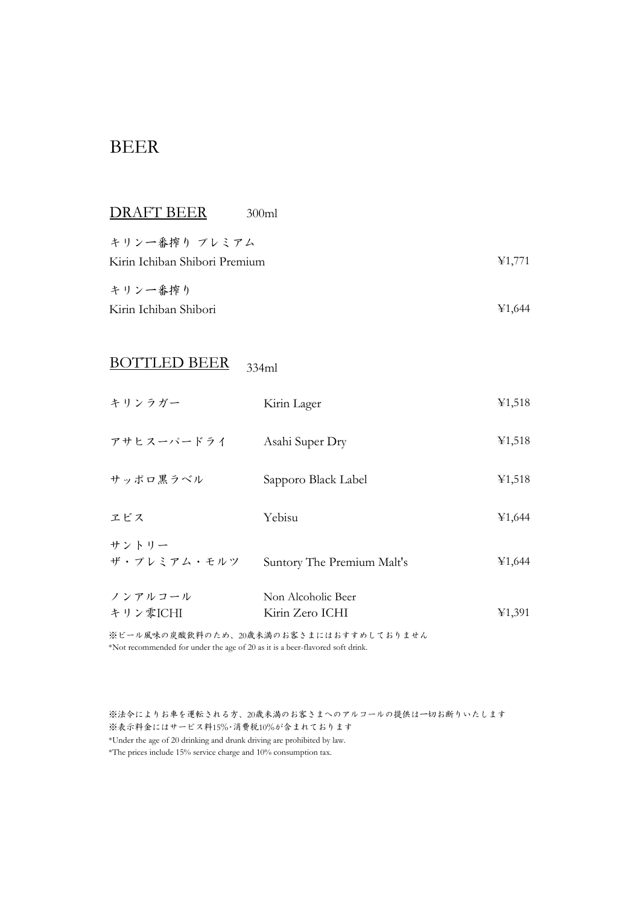# BEER

## DRAFT BEER 300ml

キリン一番搾り プレミアム
Kirin Ichiban Shibori Premium ¥1,771

キリン一番搾り
Kirin Ichiban Shibori ¥1,644

## BOTTLED BEER 334ml

| | | |
|---|---|---|
| キリンラガー | Kirin Lager | ¥1,518 |
| アサヒスーパードライ | Asahi Super Dry | ¥1,518 |
| サッポロ黒ラベル | Sapporo Black Label | ¥1,518 |
| エビス | Yebisu | ¥1,644 |
| サントリー ザ・プレミアム・モルツ | Suntory The Premium Malt's | ¥1,644 |
| ノンアルコール キリン零ICHI | Non Alcoholic Beer Kirin Zero ICHI | ¥1,391 |

※ビール風味の炭酸飲料のため、20歳未満のお客さまにはおすすめしておりません
*Not recommended for under the age of 20 as it is a beer-flavored soft drink.

※法令によりお車を運転される方、20歳未満のお客さまへのアルコールの提供は一切お断りいたします
※表示料金にはサービス料15%・消費税10%が含まれております
*Under the age of 20 drinking and drunk driving are prohibited by law.
*The prices include 15% service charge and 10% consumption tax.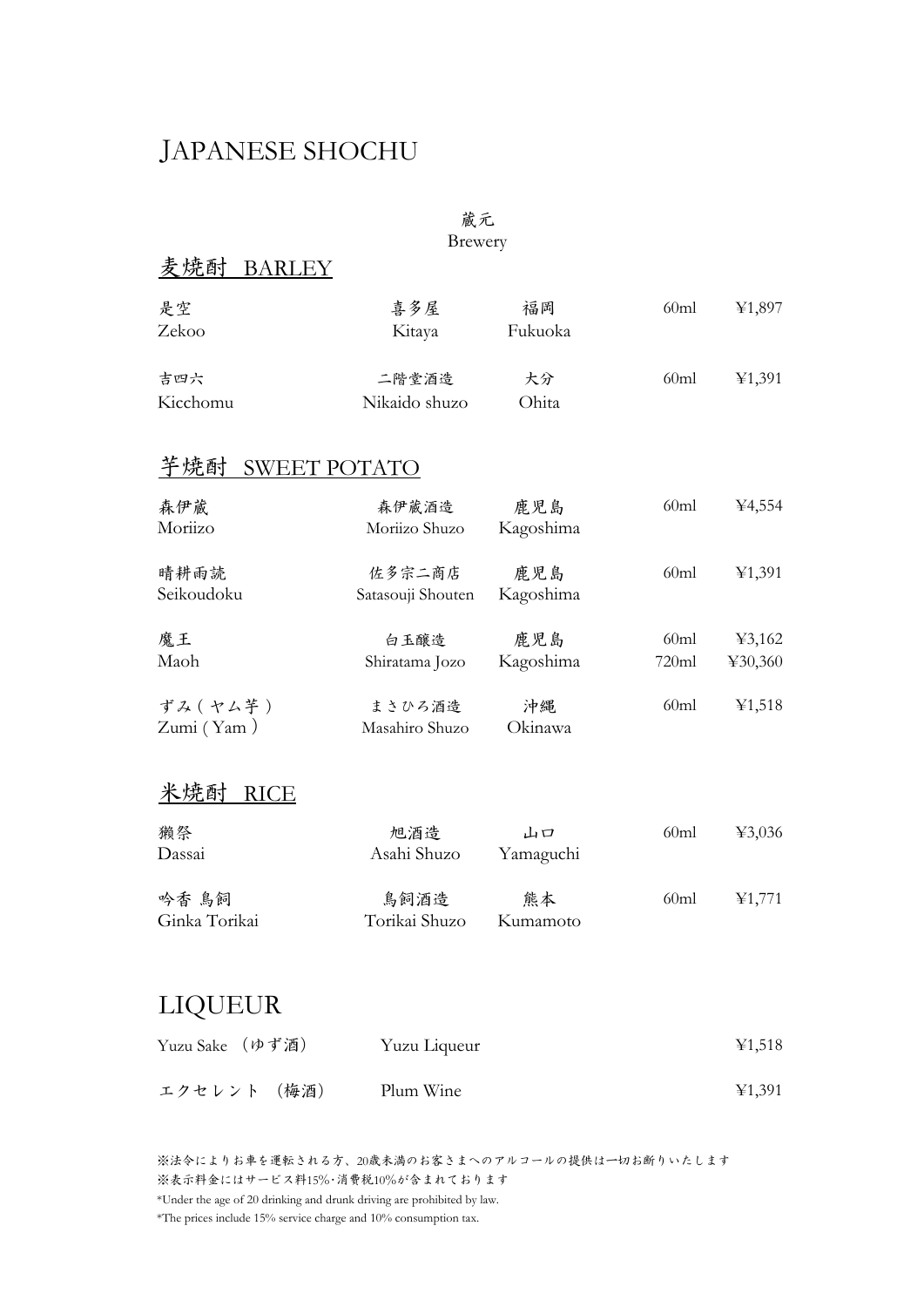# JAPANESE SHOCHU

| | 蔵元<br>Brewery | | | |
|---|---|---|---|---|

## 麦焼酎 BARLEY

| | | | | |
|---|---|---|---|---|
| 是空<br>Zekoo | 喜多屋<br>Kitaya | 福岡<br>Fukuoka | 60ml | ¥1,897 |
| 吉四六<br>Kicchomu | 二階堂酒造<br>Nikaido shuzo | 大分<br>Ohita | 60ml | ¥1,391 |

## 芋焼酎 SWEET POTATO

| | | | | |
|---|---|---|---|---|
| 森伊蔵<br>Moriizo | 森伊蔵酒造<br>Moriizo Shuzo | 鹿児島<br>Kagoshima | 60ml | ¥4,554 |
| 晴耕雨読<br>Seikoudoku | 佐多宗二商店<br>Satasouji Shouten | 鹿児島<br>Kagoshima | 60ml | ¥1,391 |
| 魔王<br>Maoh | 白玉醸造<br>Shiratama Jozo | 鹿児島<br>Kagoshima | 60ml<br>720ml | ¥3,162<br>¥30,360 |
| ずみ（ヤム芋）<br>Zumi（Yam） | まさひろ酒造<br>Masahiro Shuzo | 沖縄<br>Okinawa | 60ml | ¥1,518 |

## 米焼酎 RICE

| | | | | |
|---|---|---|---|---|
| 獺祭<br>Dassai | 旭酒造<br>Asahi Shuzo | 山口<br>Yamaguchi | 60ml | ¥3,036 |
| 吟香 鳥飼<br>Ginka Torikai | 鳥飼酒造<br>Torikai Shuzo | 熊本<br>Kumamoto | 60ml | ¥1,771 |

# LIQUEUR

| | | |
|---|---|---|
| Yuzu Sake （ゆず酒） | Yuzu Liqueur | ¥1,518 |
| エクセレント （梅酒） | Plum Wine | ¥1,391 |

※法令によりお車を運転される方、20歳未満のお客さまへのアルコールの提供は一切お断りいたします

※表示料金にはサービス料15%･消費税10%が含まれております

*Under the age of 20 drinking and drunk driving are prohibited by law.

*The prices include 15% service charge and 10% consumption tax.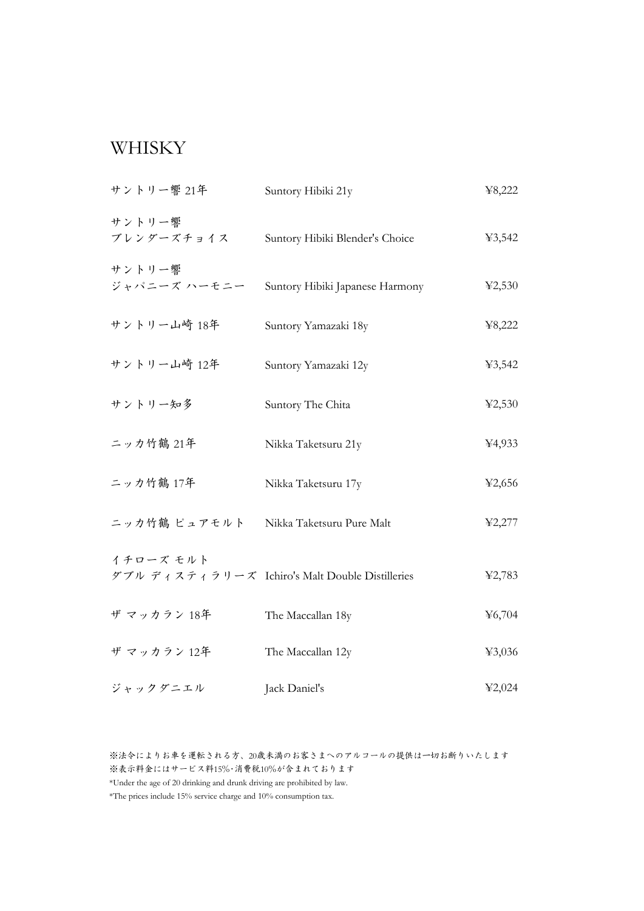# WHISKY

| | | |
|---|---|---|
| サントリー響 21年 | Suntory Hibiki 21y | ¥8,222 |
| サントリー響<br>ブレンダーズチョイス | Suntory Hibiki Blender's Choice | ¥3,542 |
| サントリー響<br>ジャパニーズ ハーモニー | Suntory Hibiki Japanese Harmony | ¥2,530 |
| サントリー山崎 18年 | Suntory Yamazaki 18y | ¥8,222 |
| サントリー山崎 12年 | Suntory Yamazaki 12y | ¥3,542 |
| サントリー知多 | Suntory The Chita | ¥2,530 |
| ニッカ竹鶴 21年 | Nikka Taketsuru 21y | ¥4,933 |
| ニッカ竹鶴 17年 | Nikka Taketsuru 17y | ¥2,656 |
| ニッカ竹鶴 ピュアモルト | Nikka Taketsuru Pure Malt | ¥2,277 |
| イチローズ モルト<br>ダブル ディスティラリーズ | Ichiro's Malt Double Distilleries | ¥2,783 |
| ザ マッカラン 18年 | The Maccallan 18y | ¥6,704 |
| ザ マッカラン 12年 | The Maccallan 12y | ¥3,036 |
| ジャックダニエル | Jack Daniel's | ¥2,024 |

※法令によりお車を運転される方、20歳未満のお客さまへのアルコールの提供は一切お断りいたします
※表示料金にはサービス料15%・消費税10%が含まれております
*Under the age of 20 drinking and drunk driving are prohibited by law.
*The prices include 15% service charge and 10% consumption tax.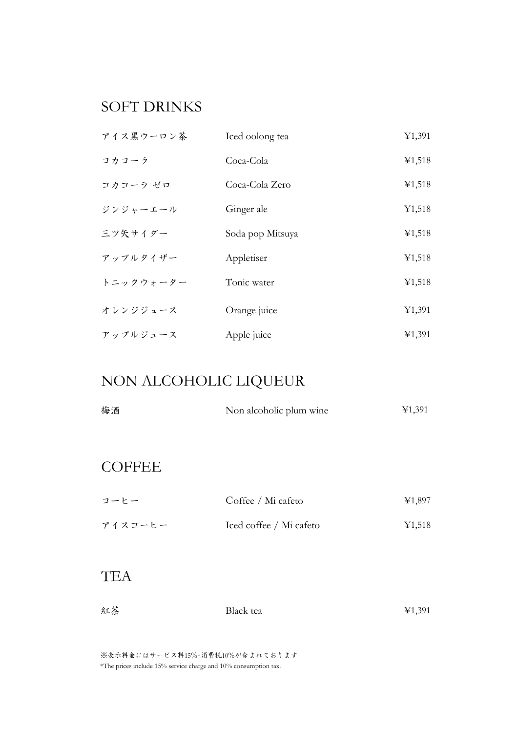## SOFT DRINKS

| | | |
|---|---|---|
| アイス黒ウーロン茶 | Iced oolong tea | ¥1,391 |
| コカコーラ | Coca-Cola | ¥1,518 |
| コカコーラ ゼロ | Coca-Cola Zero | ¥1,518 |
| ジンジャーエール | Ginger ale | ¥1,518 |
| 三ツ矢サイダー | Soda pop Mitsuya | ¥1,518 |
| アップルタイザー | Appletiser | ¥1,518 |
| トニックウォーター | Tonic water | ¥1,518 |
| オレンジジュース | Orange juice | ¥1,391 |
| アップルジュース | Apple juice | ¥1,391 |

## NON ALCOHOLIC LIQUEUR

| | | |
|---|---|---|
| 梅酒 | Non alcoholic plum wine | ¥1,391 |

## COFFEE

| | | |
|---|---|---|
| コーヒー | Coffee / Mi cafeto | ¥1,897 |
| アイスコーヒー | Iced coffee / Mi cafeto | ¥1,518 |

## TEA

| | | |
|---|---|---|
| 紅茶 | Black tea | ¥1,391 |

※表示料金にはサービス料15%・消費税10%が含まれております

*The prices include 15% service charge and 10% consumption tax.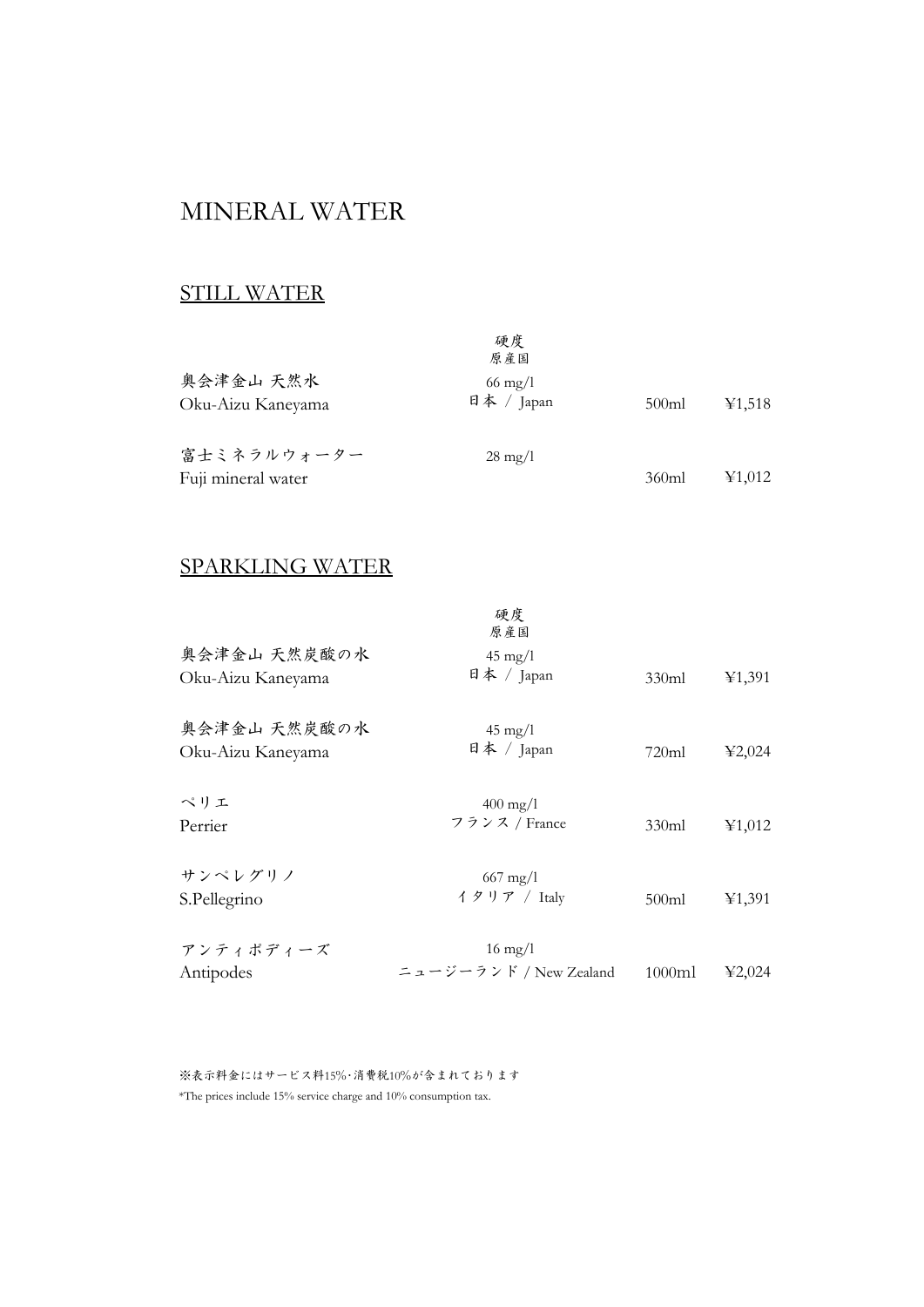# MINERAL WATER

## STILL WATER

| | 硬度<br>原産国 | | |
|---|---|---|---|
| 奥会津金山 天然水<br>Oku-Aizu Kaneyama | 66 mg/l<br>日本 / Japan | 500ml | ¥1,518 |
| 富士ミネラルウォーター<br>Fuji mineral water | 28 mg/l | 360ml | ¥1,012 |

## SPARKLING WATER

| | 硬度<br>原産国 | | |
|---|---|---|---|
| 奥会津金山 天然炭酸の水<br>Oku-Aizu Kaneyama | 45 mg/l<br>日本 / Japan | 330ml | ¥1,391 |
| 奥会津金山 天然炭酸の水<br>Oku-Aizu Kaneyama | 45 mg/l<br>日本 / Japan | 720ml | ¥2,024 |
| ペリエ<br>Perrier | 400 mg/l<br>フランス / France | 330ml | ¥1,012 |
| サンペレグリノ<br>S.Pellegrino | 667 mg/l<br>イタリア / Italy | 500ml | ¥1,391 |
| アンティポディーズ<br>Antipodes | 16 mg/l<br>ニュージーランド / New Zealand | 1000ml | ¥2,024 |

※表示料金にはサービス料15%･消費税10%が含まれております

*The prices include 15% service charge and 10% consumption tax.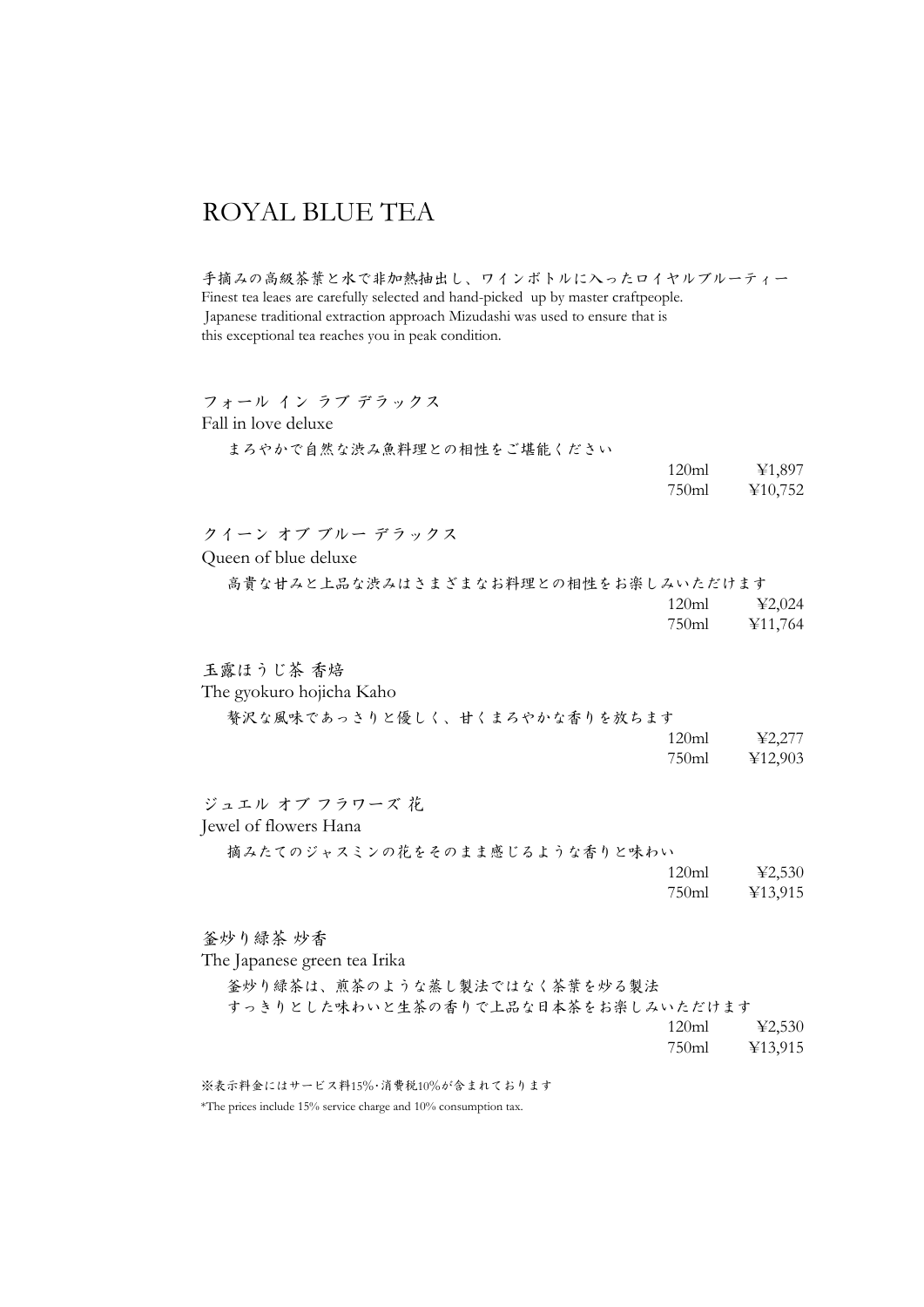# ROYAL BLUE TEA

手摘みの高級茶葉と水で非加熱抽出し、ワインボトルに入ったロイヤルブルーティー
Finest tea leaes are carefully selected and hand-picked up by master craftpeople.
Japanese traditional extraction approach Mizudashi was used to ensure that is
this exceptional tea reaches you in peak condition.

## フォール イン ラブ デラックス
Fall in love deluxe

まろやかで自然な渋み魚料理との相性をご堪能ください

| | |
|---|---|
| 120ml | ¥1,897 |
| 750ml | ¥10,752 |

## クイーン オブ ブルー デラックス
Queen of blue deluxe

高貴な甘みと上品な渋みはさまざまなお料理との相性をお楽しみいただけます

| | |
|---|---|
| 120ml | ¥2,024 |
| 750ml | ¥11,764 |

## 玉露ほうじ茶 香焙
The gyokuro hojicha Kaho

贅沢な風味であっさりと優しく、甘くまろやかな香りを放ちます

| | |
|---|---|
| 120ml | ¥2,277 |
| 750ml | ¥12,903 |

## ジュエル オブ フラワーズ 花
Jewel of flowers Hana

摘みたてのジャスミンの花をそのまま感じるような香りと味わい

| | |
|---|---|
| 120ml | ¥2,530 |
| 750ml | ¥13,915 |

## 釜炒り緑茶 炒香
The Japanese green tea Irika

釜炒り緑茶は、煎茶のような蒸し製法ではなく茶葉を炒る製法
すっきりとした味わいと生茶の香りで上品な日本茶をお楽しみいただけます

| | |
|---|---|
| 120ml | ¥2,530 |
| 750ml | ¥13,915 |

※表示料金にはサービス料15%・消費税10%が含まれております

*The prices include 15% service charge and 10% consumption tax.